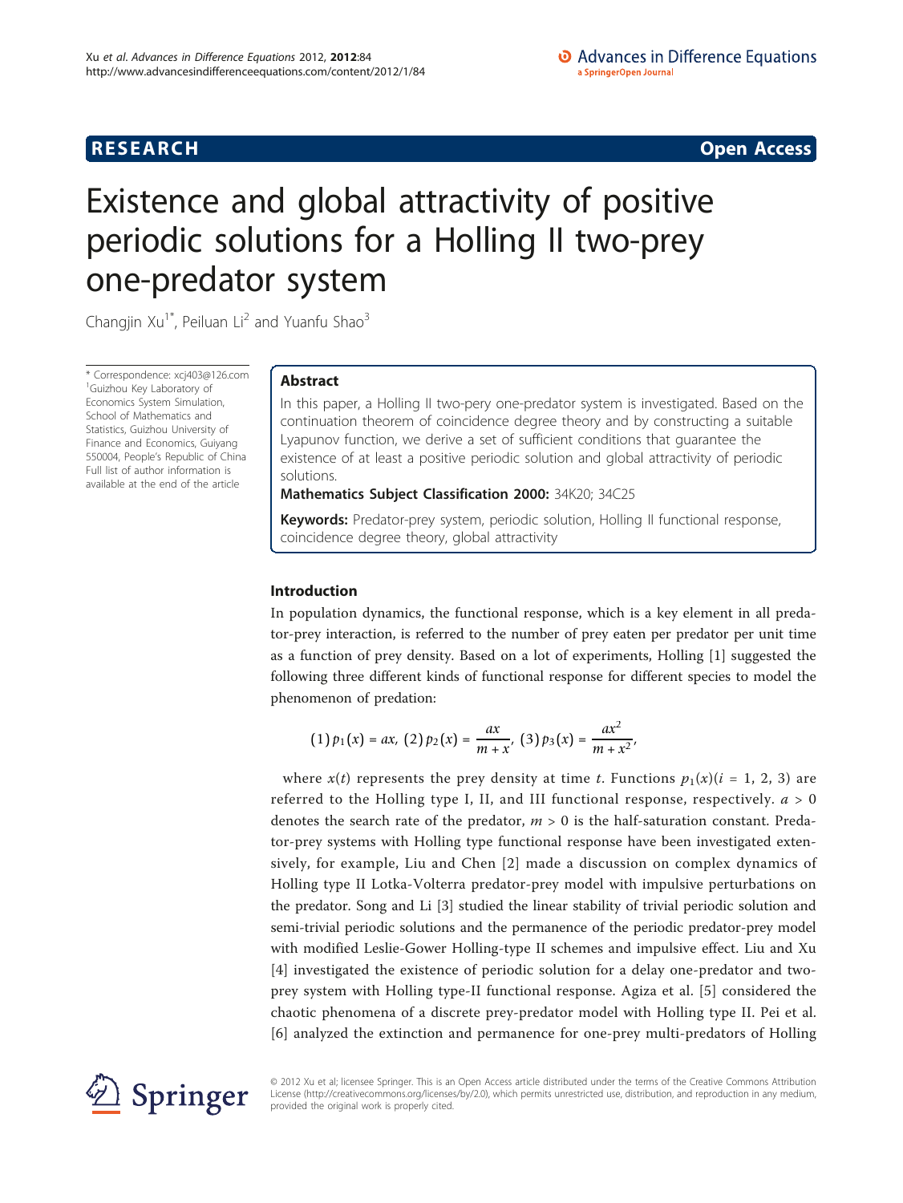# Existence and global attractivity of positive periodic solutions for a Holling II two-prey one-predator system

Changjin Xu[1*], Peiluan Li[2] and Yuanfu Shao[3]

\* Correspondence: xcj403@126.com
[1]Guizhou Key Laboratory of Economics System Simulation, School of Mathematics and Statistics, Guizhou University of Finance and Economics, Guiyang 550004, People's Republic of China
Full list of author information is available at the end of the article

## Abstract

In this paper, a Holling II two-pery one-predator system is investigated. Based on the continuation theorem of coincidence degree theory and by constructing a suitable Lyapunov function, we derive a set of sufficient conditions that guarantee the existence of at least a positive periodic solution and global attractivity of periodic solutions.

**Mathematics Subject Classification 2000:** 34K20; 34C25

**Keywords:** Predator-prey system, periodic solution, Holling II functional response, coincidence degree theory, global attractivity

## Introduction

In population dynamics, the functional response, which is a key element in all predator-prey interaction, is referred to the number of prey eaten per predator per unit time as a function of prey density. Based on a lot of experiments, Holling [1] suggested the following three different kinds of functional response for different species to model the phenomenon of predation:

$$(1)\, p_1(x) = ax,\ (2)\, p_2(x) = \frac{ax}{m+x},\ (3)\, p_3(x) = \frac{ax^2}{m+x^2},$$

where $x(t)$ represents the prey density at time $t$. Functions $p_1(x)(i = 1, 2, 3)$ are referred to the Holling type I, II, and III functional response, respectively. $a > 0$ denotes the search rate of the predator, $m > 0$ is the half-saturation constant. Predator-prey systems with Holling type functional response have been investigated extensively, for example, Liu and Chen [2] made a discussion on complex dynamics of Holling type II Lotka-Volterra predator-prey model with impulsive perturbations on the predator. Song and Li [3] studied the linear stability of trivial periodic solution and semi-trivial periodic solutions and the permanence of the periodic predator-prey model with modified Leslie-Gower Holling-type II schemes and impulsive effect. Liu and Xu [4] investigated the existence of periodic solution for a delay one-predator and two-prey system with Holling type-II functional response. Agiza et al. [5] considered the chaotic phenomena of a discrete prey-predator model with Holling type II. Pei et al. [6] analyzed the extinction and permanence for one-prey multi-predators of Holling

© 2012 Xu et al; licensee Springer. This is an Open Access article distributed under the terms of the Creative Commons Attribution License (http://creativecommons.org/licenses/by/2.0), which permits unrestricted use, distribution, and reproduction in any medium, provided the original work is properly cited.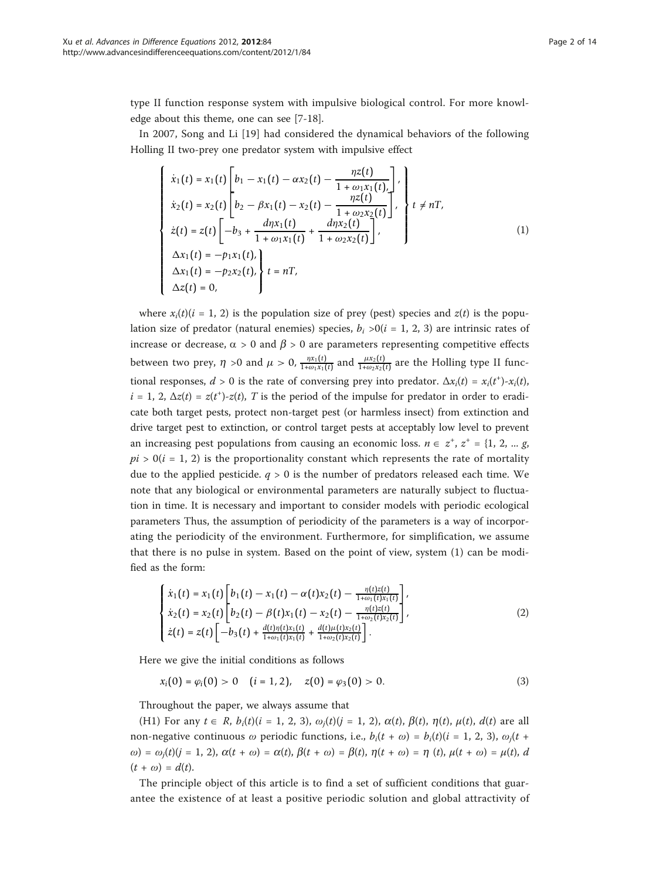type II function response system with impulsive biological control. For more knowledge about this theme, one can see [7-18].

In 2007, Song and Li [19] had considered the dynamical behaviors of the following Holling II two-prey one predator system with impulsive effect

$$
\begin{cases}
\left.\begin{aligned}
\dot{x}_1(t) &= x_1(t)\left[b_1 - x_1(t) - \alpha x_2(t) - \frac{\eta z(t)}{1+\omega_1 x_1(t)}\right],\\
\dot{x}_2(t) &= x_2(t)\left[b_2 - \beta x_1(t) - x_2(t) - \frac{\eta z(t)}{1+\omega_2 x_2(t)}\right],\\
\dot{z}(t) &= z(t)\left[-b_3 + \frac{d\eta x_1(t)}{1+\omega_1 x_1(t)} + \frac{d\eta x_2(t)}{1+\omega_2 x_2(t)}\right],
\end{aligned}\right\} t \neq nT,\\
\left.\begin{aligned}
\Delta x_1(t) &= -p_1 x_1(t),\\
\Delta x_1(t) &= -p_2 x_2(t),\\
\Delta z(t) &= 0,
\end{aligned}\right\} t = nT,
\end{cases}
\tag{1}
$$

where $x_i(t)(i = 1, 2)$ is the population size of prey (pest) species and $z(t)$ is the population size of predator (natural enemies) species, $b_i > 0(i = 1, 2, 3)$ are intrinsic rates of increase or decrease, $\alpha > 0$ and $\beta > 0$ are parameters representing competitive effects between two prey, $\eta > 0$ and $\mu > 0$, $\frac{\eta x_1(t)}{1+\omega_1 x_1(t)}$ and $\frac{\mu x_2(t)}{1+\omega_2 x_2(t)}$ are the Holling type II functional responses, $d > 0$ is the rate of conversing prey into predator. $\Delta x_i(t) = x_i(t^+)-x_i(t)$, $i = 1, 2$, $\Delta z(t) = z(t^+)-z(t)$, $T$ is the period of the impulse for predator in order to eradicate both target pests, protect non-target pest (or harmless insect) from extinction and drive target pest to extinction, or control target pests at acceptably low level to prevent an increasing pest populations from causing an economic loss. $n \in z^+$, $z^+ = \{1, 2, ... g$, $pi > 0(i = 1, 2)$ is the proportionality constant which represents the rate of mortality due to the applied pesticide. $q > 0$ is the number of predators released each time. We note that any biological or environmental parameters are naturally subject to fluctuation in time. It is necessary and important to consider models with periodic ecological parameters Thus, the assumption of periodicity of the parameters is a way of incorporating the periodicity of the environment. Furthermore, for simplification, we assume that there is no pulse in system. Based on the point of view, system (1) can be modified as the form:

$$
\begin{cases}
\dot{x}_1(t) = x_1(t)\left[b_1(t) - x_1(t) - \alpha(t)x_2(t) - \frac{\eta(t)z(t)}{1+\omega_1(t)x_1(t)}\right],\\
\dot{x}_2(t) = x_2(t)\left[b_2(t) - \beta(t)x_1(t) - x_2(t) - \frac{\eta(t)z(t)}{1+\omega_2(t)x_2(t)}\right],\\
\dot{z}(t) = z(t)\left[-b_3(t) + \frac{d(t)\eta(t)x_1(t)}{1+\omega_1(t)x_1(t)} + \frac{d(t)\mu(t)x_2(t)}{1+\omega_2(t)x_2(t)}\right].
\end{cases}
\tag{2}
$$

Here we give the initial conditions as follows

$$
x_i(0) = \varphi_i(0) > 0 \quad (i = 1, 2), \quad z(0) = \varphi_3(0) > 0. \tag{3}
$$

Throughout the paper, we always assume that

(H1) For any $t \in R$, $b_i(t)(i = 1, 2, 3)$, $\omega_j(t)(j = 1, 2)$, $\alpha(t)$, $\beta(t)$, $\eta(t)$, $\mu(t)$, $d(t)$ are all non-negative continuous $\omega$ periodic functions, i.e., $b_i(t + \omega) = b_i(t)(i = 1, 2, 3)$, $\omega_j(t + \omega) = \omega_j(t)(j = 1, 2)$, $\alpha(t + \omega) = \alpha(t)$, $\beta(t + \omega) = \beta(t)$, $\eta(t + \omega) = \eta(t)$, $\mu(t + \omega) = \mu(t)$, $d(t + \omega) = d(t)$.

The principle object of this article is to find a set of sufficient conditions that guarantee the existence of at least a positive periodic solution and global attractivity of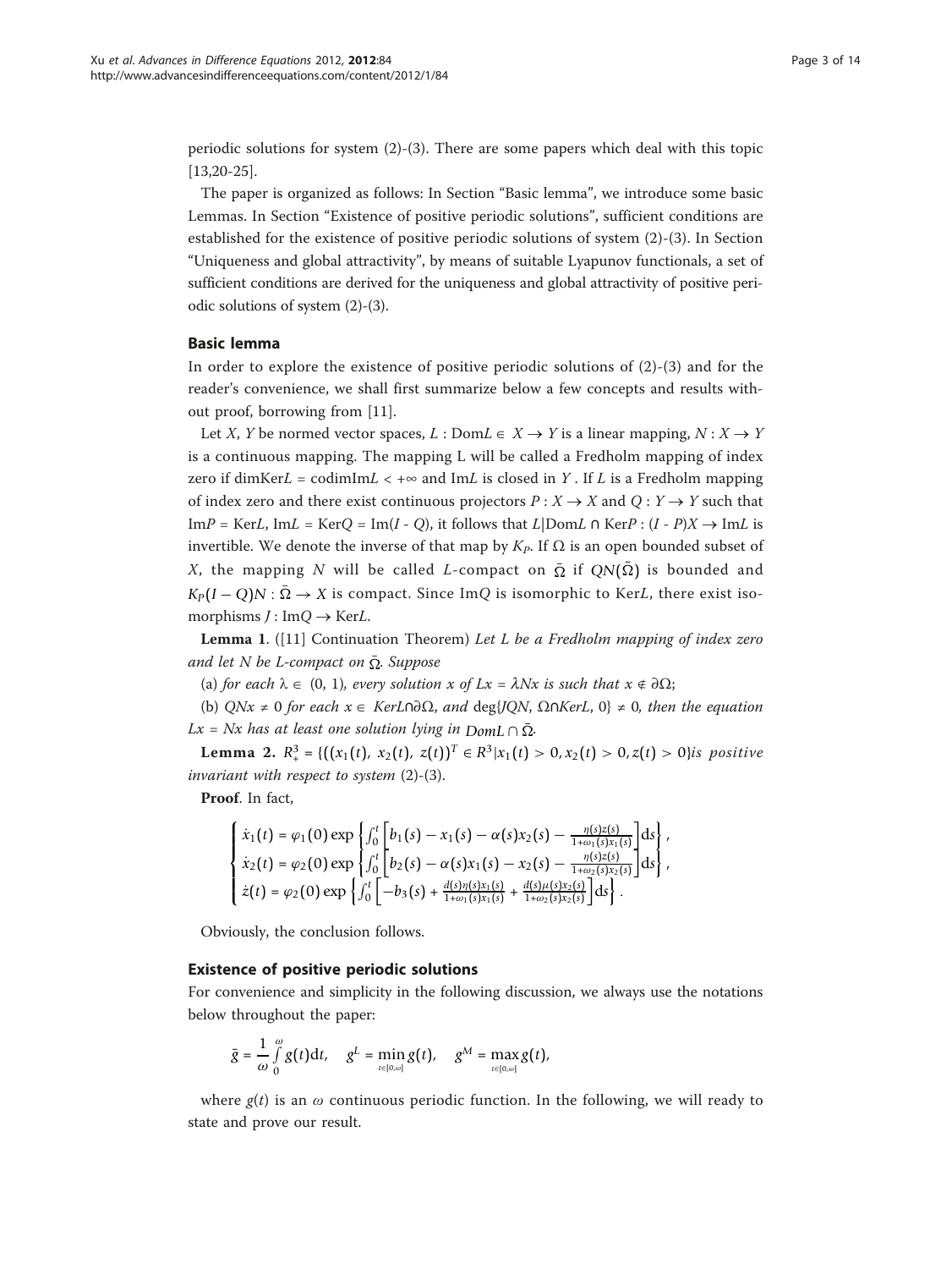periodic solutions for system (2)-(3). There are some papers which deal with this topic [13,20-25].

The paper is organized as follows: In Section "Basic lemma", we introduce some basic Lemmas. In Section "Existence of positive periodic solutions", sufficient conditions are established for the existence of positive periodic solutions of system (2)-(3). In Section "Uniqueness and global attractivity", by means of suitable Lyapunov functionals, a set of sufficient conditions are derived for the uniqueness and global attractivity of positive periodic solutions of system (2)-(3).

## Basic lemma

In order to explore the existence of positive periodic solutions of (2)-(3) and for the reader's convenience, we shall first summarize below a few concepts and results without proof, borrowing from [11].

Let $X$, $Y$ be normed vector spaces, $L : \text{Dom}L \in X \to Y$ is a linear mapping, $N : X \to Y$ is a continuous mapping. The mapping L will be called a Fredholm mapping of index zero if $\dim\text{Ker}L = \text{codim}\text{Im}L < +\infty$ and $\text{Im}L$ is closed in $Y$. If $L$ is a Fredholm mapping of index zero and there exist continuous projectors $P : X \to X$ and $Q : Y \to Y$ such that $\text{Im}P = \text{Ker}L$, $\text{Im}L = \text{Ker}Q = \text{Im}(I - Q)$, it follows that $L|\text{Dom}L \cap \text{Ker}P : (I - P)X \to \text{Im}L$ is invertible. We denote the inverse of that map by $K_P$. If $\Omega$ is an open bounded subset of $X$, the mapping $N$ will be called $L$-compact on $\bar{\Omega}$ if $QN(\bar{\Omega})$ is bounded and $K_P(I - Q)N : \bar{\Omega} \to X$ is compact. Since $\text{Im}Q$ is isomorphic to $\text{Ker}L$, there exist isomorphisms $J : \text{Im}Q \to \text{Ker}L$.

**Lemma 1**. ([11] Continuation Theorem) *Let L be a Fredholm mapping of index zero and let N be L-compact on* $\bar{\Omega}$. *Suppose*

(a) *for each* $\lambda \in (0, 1)$, *every solution x of* $Lx = \lambda Nx$ *is such that* $x \notin \partial\Omega$;

(b) $QNx \neq 0$ *for each* $x \in \text{Ker}L \cap \partial\Omega$, *and* $\deg\{JQN, \Omega \cap \text{Ker}L, 0\} \neq 0$, *then the equation* $Lx = Nx$ *has at least one solution lying in* $\text{Dom}L \cap \bar{\Omega}$.

**Lemma 2.** $R_+^3 = \{((x_1(t), x_2(t), z(t))^T \in R^3 | x_1(t) > 0, x_2(t) > 0, z(t) > 0\}$ *is positive invariant with respect to system* (2)-(3).

**Proof**. In fact,

$$\begin{cases} \dot{x}_1(t) = \varphi_1(0) \exp\left\{\int_0^t \left[b_1(s) - x_1(s) - \alpha(s)x_2(s) - \frac{\eta(s)z(s)}{1+\omega_1(s)x_1(s)}\right]ds\right\}, \\ \dot{x}_2(t) = \varphi_2(0) \exp\left\{\int_0^t \left[b_2(s) - \alpha(s)x_1(s) - x_2(s) - \frac{\eta(s)z(s)}{1+\omega_2(s)x_2(s)}\right]ds\right\}, \\ \dot{z}(t) = \varphi_2(0) \exp\left\{\int_0^t \left[-b_3(s) + \frac{d(s)\eta(s)x_1(s)}{1+\omega_1(s)x_1(s)} + \frac{d(s)\mu(s)x_2(s)}{1+\omega_2(s)x_2(s)}\right]ds\right\}. \end{cases}$$

Obviously, the conclusion follows.

## Existence of positive periodic solutions

For convenience and simplicity in the following discussion, we always use the notations below throughout the paper:

$$\bar{g} = \frac{1}{\omega}\int_0^\omega g(t)dt, \quad g^L = \min_{t\in[0,\omega]} g(t), \quad g^M = \max_{t\in[0,\omega]} g(t),$$

where $g(t)$ is an $\omega$ continuous periodic function. In the following, we will ready to state and prove our result.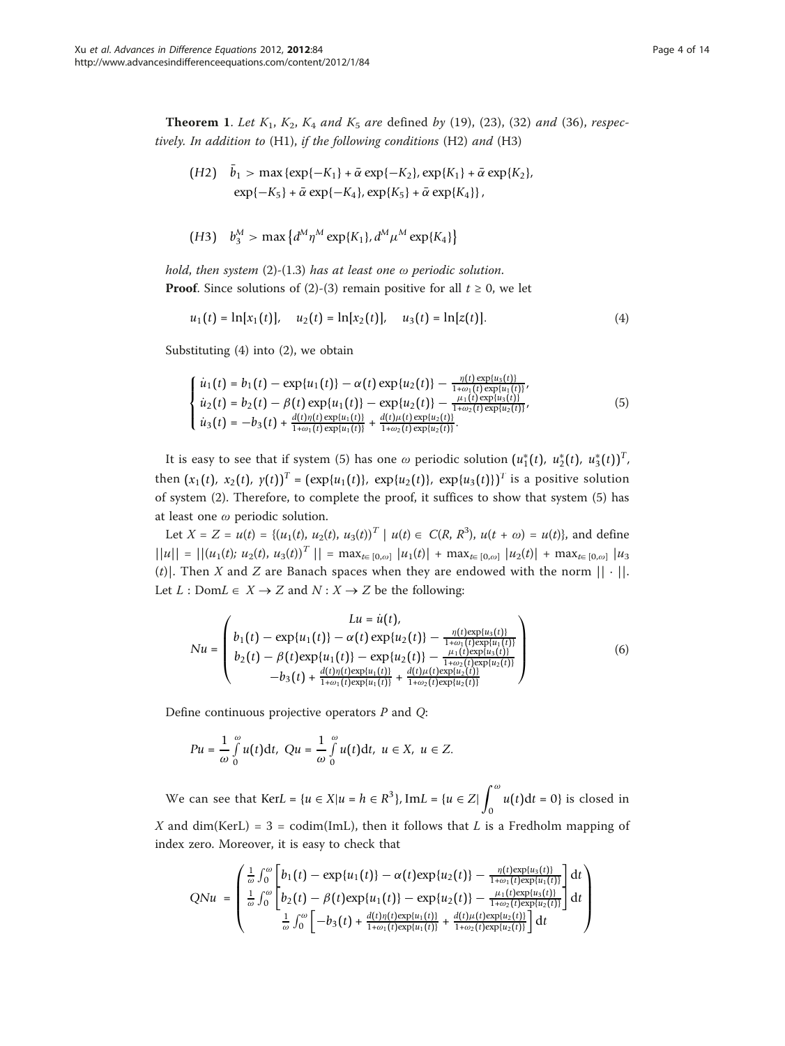**Theorem 1**. *Let $K_1$, $K_2$, $K_4$ and $K_5$ are* defined *by* (19), (23), (32) *and* (36), *respectively. In addition to* (H1), *if the following conditions* (H2) *and* (H3)

$$(H2) \quad \bar{b}_1 > \max\{\exp\{-K_1\} + \bar{\alpha}\exp\{-K_2\}, \exp\{K_1\} + \bar{\alpha}\exp\{K_2\}, \exp\{-K_5\} + \bar{\alpha}\exp\{-K_4\}, \exp\{K_5\} + \bar{\alpha}\exp\{K_4\}\},$$

$$(H3) \quad b_3^M > \max\left\{d^M\eta^M\exp\{K_1\}, d^M\mu^M\exp\{K_4\}\right\}$$

*hold, then system* (2)-(1.3) *has at least one* $\omega$ *periodic solution.*

**Proof**. Since solutions of (2)-(3) remain positive for all $t \geq 0$, we let

$$u_1(t) = \ln[x_1(t)], \quad u_2(t) = \ln[x_2(t)], \quad u_3(t) = \ln[z(t)]. \tag{4}$$

Substituting (4) into (2), we obtain

$$\begin{cases} \dot{u}_1(t) = b_1(t) - \exp\{u_1(t)\} - \alpha(t)\exp\{u_2(t)\} - \frac{\eta(t)\exp\{u_3(t)\}}{1+\omega_1(t)\exp\{u_1(t)\}}, \\ \dot{u}_2(t) = b_2(t) - \beta(t)\exp\{u_1(t)\} - \exp\{u_2(t)\} - \frac{\mu_1(t)\exp\{u_3(t)\}}{1+\omega_2(t)\exp\{u_2(t)\}}, \\ \dot{u}_3(t) = -b_3(t) + \frac{d(t)\eta(t)\exp\{u_1(t)\}}{1+\omega_1(t)\exp\{u_1(t)\}} + \frac{d(t)\mu(t)\exp\{u_2(t)\}}{1+\omega_2(t)\exp\{u_2(t)\}}. \end{cases} \tag{5}$$

It is easy to see that if system (5) has one $\omega$ periodic solution $(u_1^*(t), u_2^*(t), u_3^*(t))^T$, then $(x_1(t), x_2(t), y(t))^T = (\exp\{u_1(t)\}, \exp\{u_2(t)\}, \exp\{u_3(t)\})^T$ is a positive solution of system (2). Therefore, to complete the proof, it suffices to show that system (5) has at least one $\omega$ periodic solution.

Let $X = Z = u(t) = \{(u_1(t), u_2(t), u_3(t))^T \mid u(t) \in C(R, R^3), u(t + \omega) = u(t)\}$, and define $||u|| = ||(u_1(t); u_2(t), u_3(t))^T|| = \max_{t\in[0,\omega]}|u_1(t)| + \max_{t\in[0,\omega]}|u_2(t)| + \max_{t\in[0,\omega]}|u_3(t)|$. Then $X$ and $Z$ are Banach spaces when they are endowed with the norm $||\cdot||$. Let $L : \text{Dom}L \in X \to Z$ and $N : X \to Z$ be the following:

$$Lu = \dot{u}(t), \quad Nu = \begin{pmatrix} b_1(t) - \exp\{u_1(t)\} - \alpha(t)\exp\{u_2(t)\} - \frac{\eta(t)\exp\{u_3(t)\}}{1+\omega_1(t)\exp\{u_1(t)\}} \\ b_2(t) - \beta(t)\exp\{u_1(t)\} - \exp\{u_2(t)\} - \frac{\mu_1(t)\exp\{u_3(t)\}}{1+\omega_2(t)\exp\{u_2(t)\}} \\ -b_3(t) + \frac{d(t)\eta(t)\exp\{u_1(t)\}}{1+\omega_1(t)\exp\{u_1(t)\}} + \frac{d(t)\mu(t)\exp\{u_2(t)\}}{1+\omega_2(t)\exp\{u_2(t)\}} \end{pmatrix} \tag{6}$$

Define continuous projective operators $P$ and $Q$:

$$Pu = \frac{1}{\omega}\int_0^\omega u(t)\mathrm{d}t, \quad Qu = \frac{1}{\omega}\int_0^\omega u(t)\mathrm{d}t, \quad u \in X, \ u \in Z.$$

We can see that $\text{Ker}L = \{u \in X | u = h \in R^3\}$, $\text{Im}L = \{u \in Z | \int_0^\omega u(t)\mathrm{d}t = 0\}$ is closed in $X$ and $\dim(\text{KerL}) = 3 = \text{codim}(\text{ImL})$, then it follows that $L$ is a Fredholm mapping of index zero. Moreover, it is easy to check that

$$QNu = \begin{pmatrix} \frac{1}{\omega}\int_0^\omega \left[b_1(t) - \exp\{u_1(t)\} - \alpha(t)\exp\{u_2(t)\} - \frac{\eta(t)\exp\{u_3(t)\}}{1+\omega_1(t)\exp\{u_1(t)\}}\right]\mathrm{d}t \\ \frac{1}{\omega}\int_0^\omega \left[b_2(t) - \beta(t)\exp\{u_1(t)\} - \exp\{u_2(t)\} - \frac{\mu_1(t)\exp\{u_3(t)\}}{1+\omega_2(t)\exp\{u_2(t)\}}\right]\mathrm{d}t \\ \frac{1}{\omega}\int_0^\omega \left[-b_3(t) + \frac{d(t)\eta(t)\exp\{u_1(t)\}}{1+\omega_1(t)\exp\{u_1(t)\}} + \frac{d(t)\mu(t)\exp\{u_2(t)\}}{1+\omega_2(t)\exp\{u_2(t)\}}\right]\mathrm{d}t \end{pmatrix}$$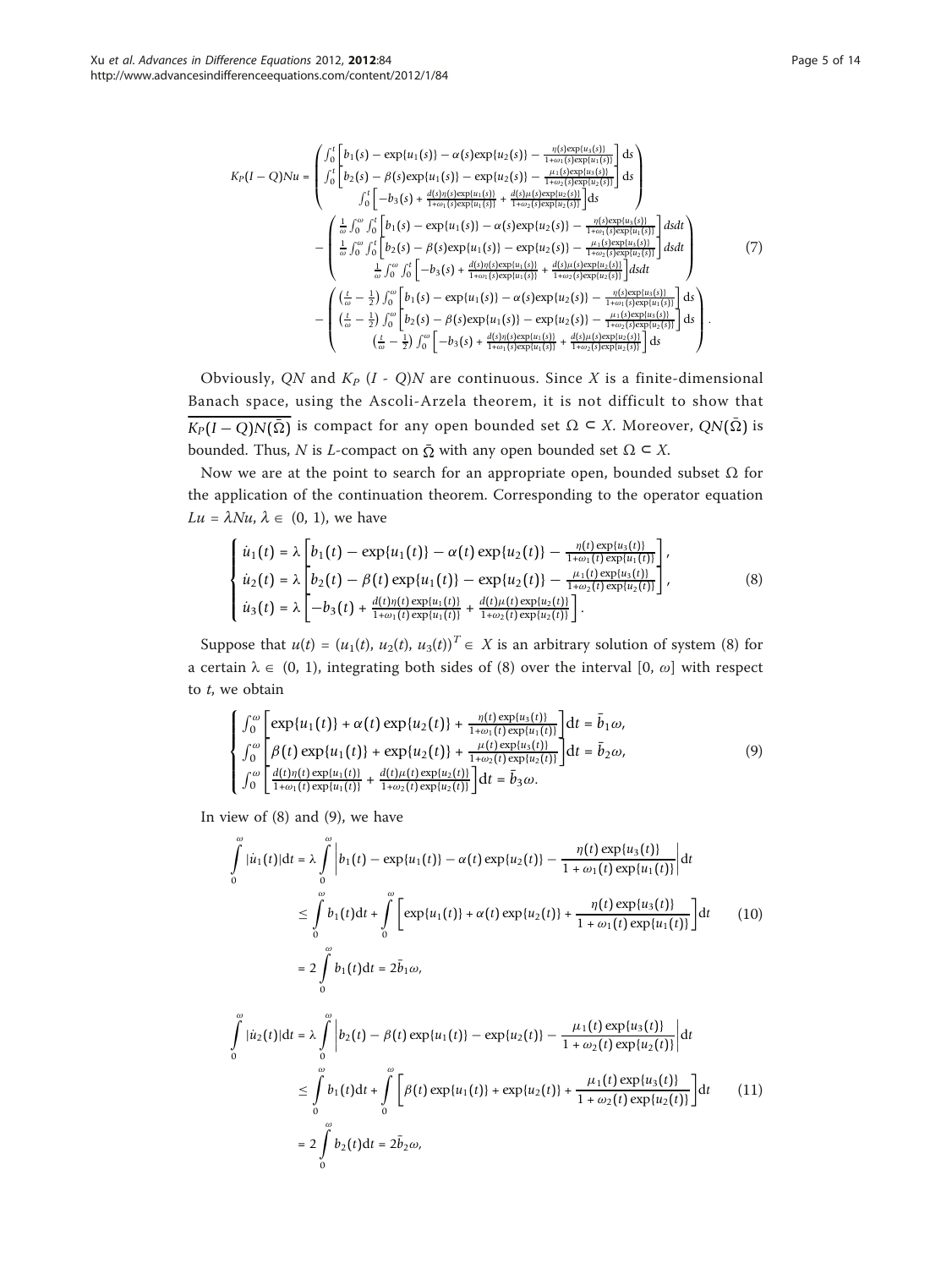$$
K_P(I-Q)Nu = \begin{pmatrix} \int_0^t \left[ b_1(s) - \exp\{u_1(s)\} - \alpha(s)\exp\{u_2(s)\} - \frac{\eta(s)\exp\{u_3(s)\}}{1+\omega_1(s)\exp\{u_1(s)\}} \right] ds \\ \int_0^t \left[ b_2(s) - \beta(s)\exp\{u_1(s)\} - \exp\{u_2(s)\} - \frac{\mu_1(s)\exp\{u_3(s)\}}{1+\omega_2(s)\exp\{u_2(s)\}} \right] ds \\ \int_0^t \left[ -b_3(s) + \frac{d(s)\eta(s)\exp\{u_1(s)\}}{1+\omega_1(s)\exp\{u_1(s)\}} + \frac{d(s)\mu(s)\exp\{u_2(s)\}}{1+\omega_2(s)\exp\{u_2(s)\}} \right] ds \end{pmatrix}
$$
$$
- \begin{pmatrix} \frac{1}{\omega}\int_0^\omega \int_0^t \left[ b_1(s) - \exp\{u_1(s)\} - \alpha(s)\exp\{u_2(s)\} - \frac{\eta(s)\exp\{u_3(s)\}}{1+\omega_1(s)\exp\{u_1(s)\}} \right] dsdt \\ \frac{1}{\omega}\int_0^\omega \int_0^t \left[ b_2(s) - \beta(s)\exp\{u_1(s)\} - \exp\{u_2(s)\} - \frac{\mu_1(s)\exp\{u_3(s)\}}{1+\omega_2(s)\exp\{u_2(s)\}} \right] dsdt \\ \frac{1}{\omega}\int_0^\omega \int_0^t \left[ -b_3(s) + \frac{d(s)\eta(s)\exp\{u_1(s)\}}{1+\omega_1(s)\exp\{u_1(s)\}} + \frac{d(s)\mu(s)\exp\{u_2(s)\}}{1+\omega_2(s)\exp\{u_2(s)\}} \right] dsdt \end{pmatrix} \tag{7}
$$
$$
- \begin{pmatrix} \left(\frac{t}{\omega} - \frac{1}{2}\right)\int_0^\omega \left[ b_1(s) - \exp\{u_1(s)\} - \alpha(s)\exp\{u_2(s)\} - \frac{\eta(s)\exp\{u_3(s)\}}{1+\omega_1(s)\exp\{u_1(s)\}} \right] ds \\ \left(\frac{t}{\omega} - \frac{1}{2}\right)\int_0^\omega \left[ b_2(s) - \beta(s)\exp\{u_1(s)\} - \exp\{u_2(s)\} - \frac{\mu_1(s)\exp\{u_3(s)\}}{1+\omega_2(s)\exp\{u_2(s)\}} \right] ds \\ \left(\frac{t}{\omega} - \frac{1}{2}\right)\int_0^\omega \left[ -b_3(s) + \frac{d(s)\eta(s)\exp\{u_1(s)\}}{1+\omega_1(s)\exp\{u_1(s)\}} + \frac{d(s)\mu(s)\exp\{u_2(s)\}}{1+\omega_2(s)\exp\{u_2(s)\}} \right] ds \end{pmatrix}.
$$

Obviously, $QN$ and $K_P(I - Q)N$ are continuous. Since $X$ is a finite-dimensional Banach space, using the Ascoli-Arzela theorem, it is not difficult to show that $\overline{K_P(I-Q)N(\bar{\Omega})}$ is compact for any open bounded set $\Omega \subset X$. Moreover, $QN(\bar{\Omega})$ is bounded. Thus, $N$ is $L$-compact on $\bar{\Omega}$ with any open bounded set $\Omega \subset X$.

Now we are at the point to search for an appropriate open, bounded subset $\Omega$ for the application of the continuation theorem. Corresponding to the operator equation $Lu = \lambda Nu$, $\lambda \in (0, 1)$, we have

$$
\begin{cases} \dot{u}_1(t) = \lambda \left[ b_1(t) - \exp\{u_1(t)\} - \alpha(t)\exp\{u_2(t)\} - \frac{\eta(t)\exp\{u_3(t)\}}{1+\omega_1(t)\exp\{u_1(t)\}} \right], \\ \dot{u}_2(t) = \lambda \left[ b_2(t) - \beta(t)\exp\{u_1(t)\} - \exp\{u_2(t)\} - \frac{\mu_1(t)\exp\{u_3(t)\}}{1+\omega_2(t)\exp\{u_2(t)\}} \right], \\ \dot{u}_3(t) = \lambda \left[ -b_3(t) + \frac{d(t)\eta(t)\exp\{u_1(t)\}}{1+\omega_1(t)\exp\{u_1(t)\}} + \frac{d(t)\mu(t)\exp\{u_2(t)\}}{1+\omega_2(t)\exp\{u_2(t)\}} \right]. \end{cases} \tag{8}
$$

Suppose that $u(t) = (u_1(t), u_2(t), u_3(t))^T \in X$ is an arbitrary solution of system (8) for a certain $\lambda \in (0, 1)$, integrating both sides of (8) over the interval $[0, \omega]$ with respect to $t$, we obtain

$$
\begin{cases} \int_0^\omega \left[ \exp\{u_1(t)\} + \alpha(t)\exp\{u_2(t)\} + \frac{\eta(t)\exp\{u_3(t)\}}{1+\omega_1(t)\exp\{u_1(t)\}} \right] dt = \bar{b}_1\omega, \\ \int_0^\omega \left[ \beta(t)\exp\{u_1(t)\} + \exp\{u_2(t)\} + \frac{\mu(t)\exp\{u_3(t)\}}{1+\omega_2(t)\exp\{u_2(t)\}} \right] dt = \bar{b}_2\omega, \\ \int_0^\omega \left[ \frac{d(t)\eta(t)\exp\{u_1(t)\}}{1+\omega_1(t)\exp\{u_1(t)\}} + \frac{d(t)\mu(t)\exp\{u_2(t)\}}{1+\omega_2(t)\exp\{u_2(t)\}} \right] dt = \bar{b}_3\omega. \end{cases} \tag{9}
$$

In view of (8) and (9), we have

$$
\begin{aligned} \int_0^\omega |\dot{u}_1(t)| dt &= \lambda \int_0^\omega \left| b_1(t) - \exp\{u_1(t)\} - \alpha(t)\exp\{u_2(t)\} - \frac{\eta(t)\exp\{u_3(t)\}}{1+\omega_1(t)\exp\{u_1(t)\}} \right| dt \\ &\le \int_0^\omega b_1(t)dt + \int_0^\omega \left[ \exp\{u_1(t)\} + \alpha(t)\exp\{u_2(t)\} + \frac{\eta(t)\exp\{u_3(t)\}}{1+\omega_1(t)\exp\{u_1(t)\}} \right] dt \\ &= 2\int_0^\omega b_1(t)dt = 2\bar{b}_1\omega, \end{aligned} \tag{10}
$$

$$
\begin{aligned} \int_0^\omega |\dot{u}_2(t)| dt &= \lambda \int_0^\omega \left| b_2(t) - \beta(t)\exp\{u_1(t)\} - \exp\{u_2(t)\} - \frac{\mu_1(t)\exp\{u_3(t)\}}{1+\omega_2(t)\exp\{u_2(t)\}} \right| dt \\ &\le \int_0^\omega b_1(t)dt + \int_0^\omega \left[ \beta(t)\exp\{u_1(t)\} + \exp\{u_2(t)\} + \frac{\mu_1(t)\exp\{u_3(t)\}}{1+\omega_2(t)\exp\{u_2(t)\}} \right] dt \\ &= 2\int_0^\omega b_2(t)dt = 2\bar{b}_2\omega, \end{aligned} \tag{11}
$$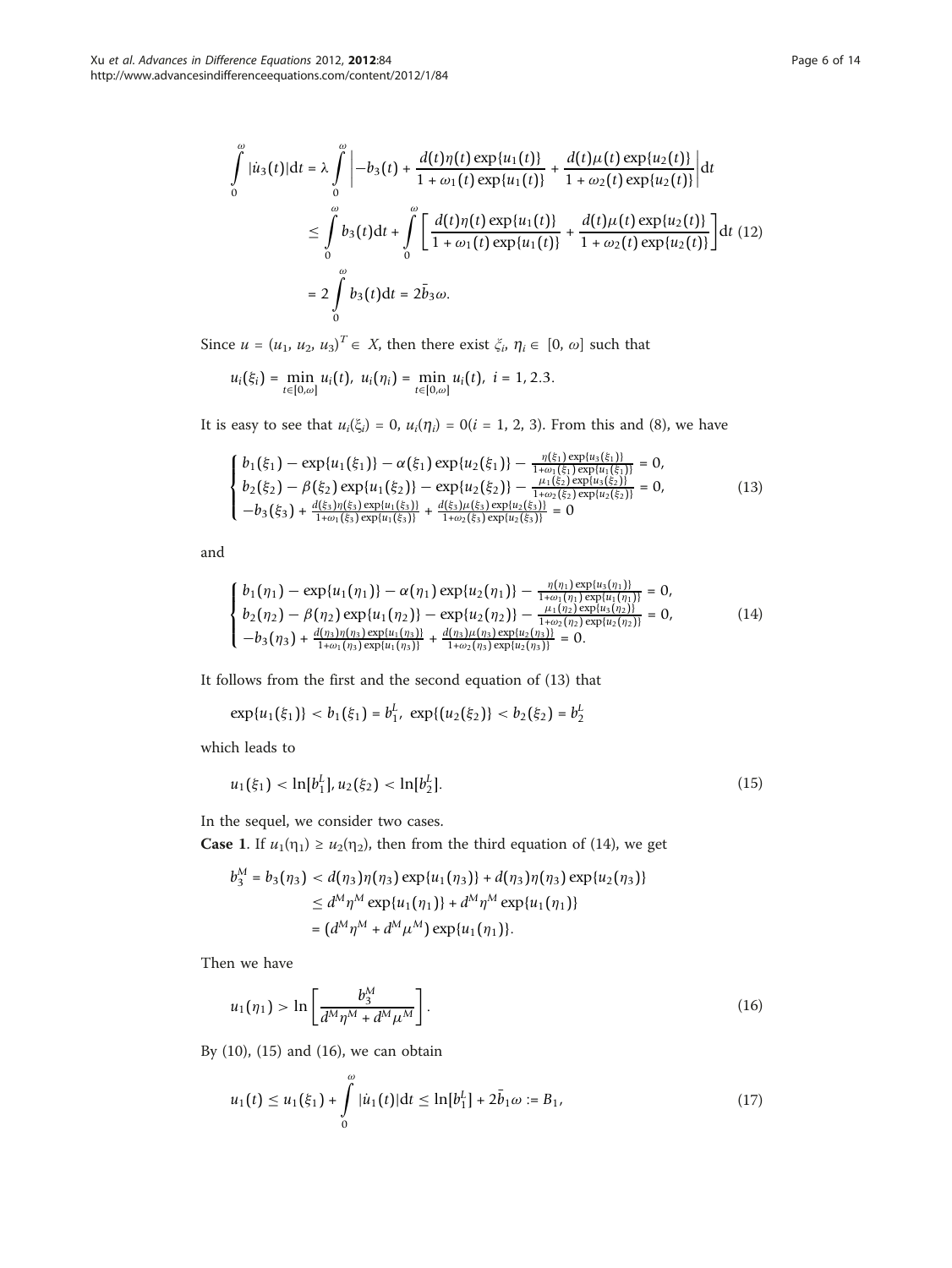$$\int_0^\omega |\dot{u}_3(t)|\mathrm{d}t = \lambda \int_0^\omega \left| -b_3(t) + \frac{d(t)\eta(t)\exp\{u_1(t)\}}{1+\omega_1(t)\exp\{u_1(t)\}} + \frac{d(t)\mu(t)\exp\{u_2(t)\}}{1+\omega_2(t)\exp\{u_2(t)\}} \right| \mathrm{d}t$$
$$\leq \int_0^\omega b_3(t)\mathrm{d}t + \int_0^\omega \left[ \frac{d(t)\eta(t)\exp\{u_1(t)\}}{1+\omega_1(t)\exp\{u_1(t)\}} + \frac{d(t)\mu(t)\exp\{u_2(t)\}}{1+\omega_2(t)\exp\{u_2(t)\}} \right] \mathrm{d}t \quad (12)$$
$$= 2\int_0^\omega b_3(t)\mathrm{d}t = 2\bar{b}_3\omega.$$

Since $u = (u_1, u_2, u_3)^T \in X$, then there exist $\xi_i, \eta_i \in [0, \omega]$ such that

$$u_i(\xi_i) = \min_{t\in[0,\omega]} u_i(t), \ u_i(\eta_i) = \min_{t\in[0,\omega]} u_i(t), \ i = 1, 2.3.$$

It is easy to see that $u_i(\xi_i) = 0$, $u_i(\eta_i) = 0 (i = 1, 2, 3)$. From this and (8), we have

$$\begin{cases} b_1(\xi_1) - \exp\{u_1(\xi_1)\} - \alpha(\xi_1)\exp\{u_2(\xi_2)\} - \frac{\eta(\xi_1)\exp\{u_3(\xi_1)\}}{1+\omega_1(\xi_1)\exp\{u_1(\xi_1)\}} = 0, \\ b_2(\xi_2) - \beta(\xi_2)\exp\{u_1(\xi_2)\} - \exp\{u_2(\xi_2)\} - \frac{\mu_1(\xi_2)\exp\{u_3(\xi_2)\}}{1+\omega_2(\xi_2)\exp\{u_2(\xi_2)\}} = 0, \\ -b_3(\xi_3) + \frac{d(\xi_3)\eta(\xi_3)\exp\{u_1(\xi_3)\}}{1+\omega_1(\xi_3)\exp\{u_1(\xi_3)\}} + \frac{d(\xi_3)\mu(\xi_3)\exp\{u_2(\xi_3)\}}{1+\omega_2(\xi_3)\exp\{u_2(\xi_3)\}} = 0 \end{cases} \quad (13)$$

and

$$\begin{cases} b_1(\eta_1) - \exp\{u_1(\eta_1)\} - \alpha(\eta_1)\exp\{u_2(\eta_1)\} - \frac{\eta(\eta_1)\exp\{u_3(\eta_1)\}}{1+\omega_1(\eta_1)\exp\{u_1(\eta_1)\}} = 0, \\ b_2(\eta_2) - \beta(\eta_2)\exp\{u_1(\eta_2)\} - \exp\{u_2(\eta_2)\} - \frac{\mu_1(\eta_2)\exp\{u_3(\eta_2)\}}{1+\omega_2(\eta_2)\exp\{u_2(\eta_2)\}} = 0, \\ -b_3(\eta_3) + \frac{d(\eta_3)\eta(\eta_3)\exp\{u_1(\eta_3)\}}{1+\omega_1(\eta_3)\exp\{u_1(\eta_3)\}} + \frac{d(\eta_3)\mu(\eta_3)\exp\{u_2(\eta_3)\}}{1+\omega_2(\eta_3)\exp\{u_2(\eta_3)\}} = 0. \end{cases} \quad (14)$$

It follows from the first and the second equation of (13) that

$$\exp\{u_1(\xi_1)\} < b_1(\xi_1) = b_1^L, \ \exp\{(u_2(\xi_2)\} < b_2(\xi_2) = b_2^L$$

which leads to

$$u_1(\xi_1) < \ln[b_1^L], u_2(\xi_2) < \ln[b_2^L]. \quad (15)$$

In the sequel, we consider two cases.

**Case 1**. If $u_1(\eta_1) \geq u_2(\eta_2)$, then from the third equation of (14), we get

$$b_3^M = b_3(\eta_3) < d(\eta_3)\eta(\eta_3)\exp\{u_1(\eta_3)\} + d(\eta_3)\eta(\eta_3)\exp\{u_2(\eta_3)\}$$
$$\leq d^M\eta^M\exp\{u_1(\eta_1)\} + d^M\eta^M\exp\{u_1(\eta_1)\}$$
$$= (d^M\eta^M + d^M\mu^M)\exp\{u_1(\eta_1)\}.$$

Then we have

$$u_1(\eta_1) > \ln\left[\frac{b_3^M}{d^M\eta^M + d^M\mu^M}\right]. \quad (16)$$

By (10), (15) and (16), we can obtain

$$u_1(t) \leq u_1(\xi_1) + \int_0^\omega |\dot{u}_1(t)|\mathrm{d}t \leq \ln[b_1^L] + 2\bar{b}_1\omega := B_1, \quad (17)$$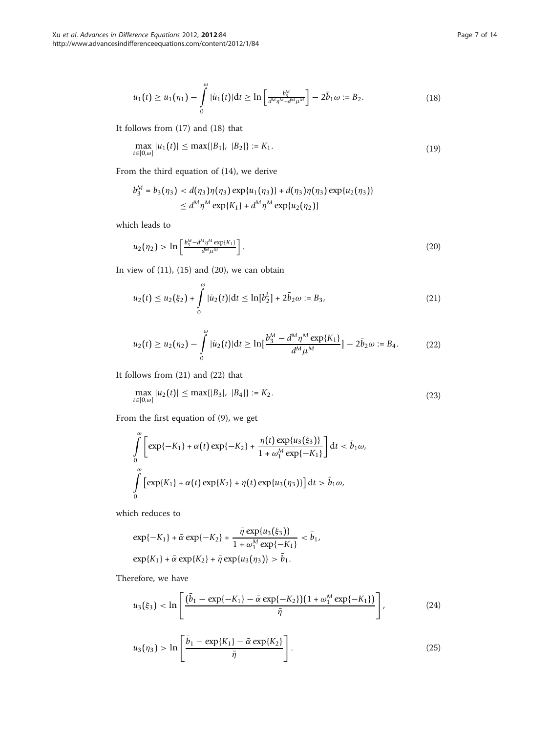$$u_1(t) \geq u_1(\eta_1) - \int_0^{\omega} |\dot{u}_1(t)|\mathrm{d}t \geq \ln\left[\frac{b_3^M}{d^M\eta^M + d^M\mu^M}\right] - 2\bar{b}_1\omega := B_2. \tag{18}$$

It follows from (17) and (18) that

$$\max_{t\in[0,\omega]} |u_1(t)| \leq \max\{|B_1|,\ |B_2|\} := K_1. \tag{19}$$

From the third equation of (14), we derive

$$\begin{aligned} b_3^M = b_3(\eta_3) &< d(\eta_3)\eta(\eta_3)\exp\{u_1(\eta_3)\} + d(\eta_3)\eta(\eta_3)\exp\{u_2(\eta_3)\} \\ &\leq d^M\eta^M\exp\{K_1\} + d^M\eta^M\exp\{u_2(\eta_2)\} \end{aligned}$$

which leads to

$$u_2(\eta_2) > \ln\left[\frac{b_3^M - d^M\eta^M\exp\{K_1\}}{d^M\mu^M}\right]. \tag{20}$$

In view of (11), (15) and (20), we can obtain

$$u_2(t) \leq u_2(\xi_2) + \int_0^{\omega} |\dot{u}_2(t)|\mathrm{d}t \leq \ln[b_2^L] + 2\bar{b}_2\omega := B_3, \tag{21}$$

$$u_2(t) \geq u_2(\eta_2) - \int_0^{\omega} |\dot{u}_2(t)|\mathrm{d}t \geq \ln[\frac{b_3^M - d^M\eta^M\exp\{K_1\}}{d^M\mu^M}] - 2\bar{b}_2\omega := B_4. \tag{22}$$

It follows from (21) and (22) that

$$\max_{t\in[0,\omega]} |u_2(t)| \leq \max\{|B_3|,\ |B_4|\} := K_2. \tag{23}$$

From the first equation of (9), we get

$$\int_0^{\omega}\left[\exp\{-K_1\} + \alpha(t)\exp\{-K_2\} + \frac{\eta(t)\exp\{u_3(\xi_3)\}}{1 + \omega_1^M\exp\{-K_1\}}\right]\mathrm{d}t < \bar{b}_1\omega,$$

$$\int_0^{\omega}\left[\exp\{K_1\} + \alpha(t)\exp\{K_2\} + \eta(t)\exp\{u_3(\eta_3)\}\right]\mathrm{d}t > \bar{b}_1\omega,$$

which reduces to

$$\exp\{-K_1\} + \bar{\alpha}\exp\{-K_2\} + \frac{\bar{\eta}\exp\{u_3(\xi_3)\}}{1 + \omega_1^M\exp\{-K_1\}} < \bar{b}_1,$$

$$\exp\{K_1\} + \bar{\alpha}\exp\{K_2\} + \bar{\eta}\exp\{u_3(\eta_3)\} > \bar{b}_1.$$

Therefore, we have

$$u_3(\xi_3) < \ln\left[\frac{(\bar{b}_1 - \exp\{-K_1\} - \bar{\alpha}\exp\{-K_2\})(1 + \omega_1^M\exp\{-K_1\})}{\bar{\eta}}\right], \tag{24}$$

$$u_3(\eta_3) > \ln\left[\frac{\bar{b}_1 - \exp\{K_1\} - \bar{\alpha}\exp\{K_2\}}{\bar{\eta}}\right]. \tag{25}$$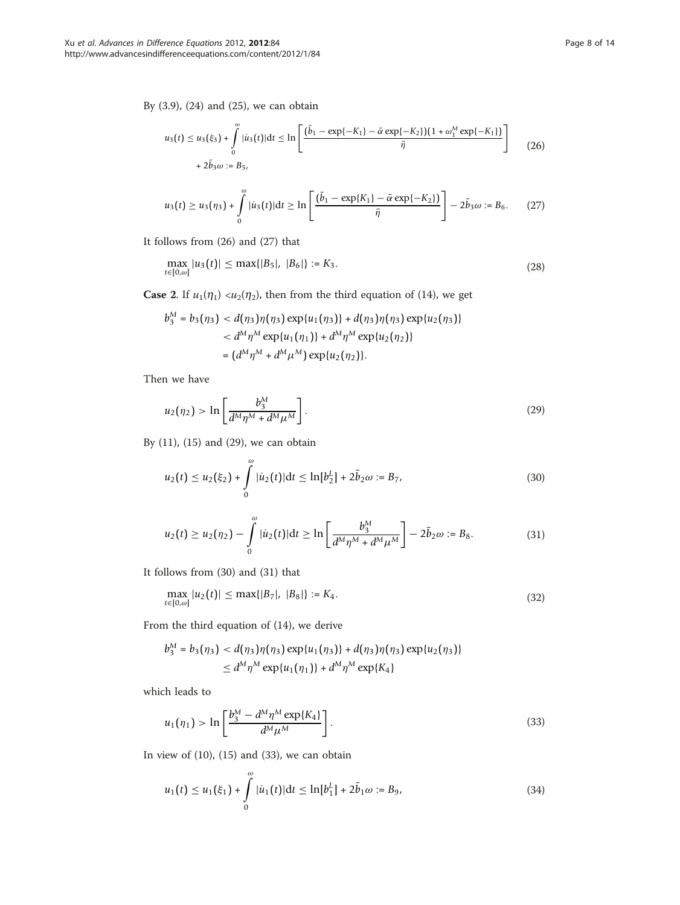By (3.9), (24) and (25), we can obtain

$$u_3(t) \leq u_3(\xi_3) + \int_0^\omega |\dot{u}_3(t)|\mathrm{d}t \leq \ln\left[\frac{(\bar{b}_1 - \exp\{-K_1\} - \bar{\alpha}\exp\{-K_2\})(1 + \omega_1^M \exp\{-K_1\})}{\bar{\eta}}\right] + 2\bar{b}_3\omega := B_5, \tag{26}$$

$$u_3(t) \geq u_3(\eta_3) + \int_0^\omega |\dot{u}_3(t)|\mathrm{d}t \geq \ln\left[\frac{(\bar{b}_1 - \exp\{K_1\} - \bar{\alpha}\exp\{-K_2\})}{\bar{\eta}}\right] - 2\bar{b}_3\omega := B_6. \tag{27}$$

It follows from (26) and (27) that

$$\max_{t\in[0,\omega]} |u_3(t)| \leq \max\{|B_5|,\ |B_6|\} := K_3. \tag{28}$$

**Case 2**. If $u_1(\eta_1) < u_2(\eta_2)$, then from the third equation of (14), we get

$$\begin{aligned} b_3^M = b_3(\eta_3) &< d(\eta_3)\eta(\eta_3)\exp\{u_1(\eta_3)\} + d(\eta_3)\eta(\eta_3)\exp\{u_2(\eta_3)\} \\ &< d^M\eta^M \exp\{u_1(\eta_1)\} + d^M\eta^M \exp\{u_2(\eta_2)\} \\ &= (d^M\eta^M + d^M\mu^M)\exp\{u_2(\eta_2)\}. \end{aligned}$$

Then we have

$$u_2(\eta_2) > \ln\left[\frac{b_3^M}{d^M\eta^M + d^M\mu^M}\right]. \tag{29}$$

By (11), (15) and (29), we can obtain

$$u_2(t) \leq u_2(\xi_2) + \int_0^\omega |\dot{u}_2(t)|\mathrm{d}t \leq \ln[b_2^L] + 2\bar{b}_2\omega := B_7, \tag{30}$$

$$u_2(t) \geq u_2(\eta_2) - \int_0^\omega |\dot{u}_2(t)|\mathrm{d}t \geq \ln\left[\frac{b_3^M}{d^M\eta^M + d^M\mu^M}\right] - 2\bar{b}_2\omega := B_8. \tag{31}$$

It follows from (30) and (31) that

$$\max_{t\in[0,\omega]} |u_2(t)| \leq \max\{|B_7|,\ |B_8|\} := K_4. \tag{32}$$

From the third equation of (14), we derive

$$\begin{aligned} b_3^M = b_3(\eta_3) &< d(\eta_3)\eta(\eta_3)\exp\{u_1(\eta_3)\} + d(\eta_3)\eta(\eta_3)\exp\{u_2(\eta_3)\} \\ &\leq d^M\eta^M \exp\{u_1(\eta_1)\} + d^M\eta^M \exp\{K_4\} \end{aligned}$$

which leads to

$$u_1(\eta_1) > \ln\left[\frac{b_3^M - d^M\eta^M\exp\{K_4\}}{d^M\mu^M}\right]. \tag{33}$$

In view of (10), (15) and (33), we can obtain

$$u_1(t) \leq u_1(\xi_1) + \int_0^\omega |\dot{u}_1(t)|\mathrm{d}t \leq \ln[b_1^L] + 2\bar{b}_1\omega := B_9, \tag{34}$$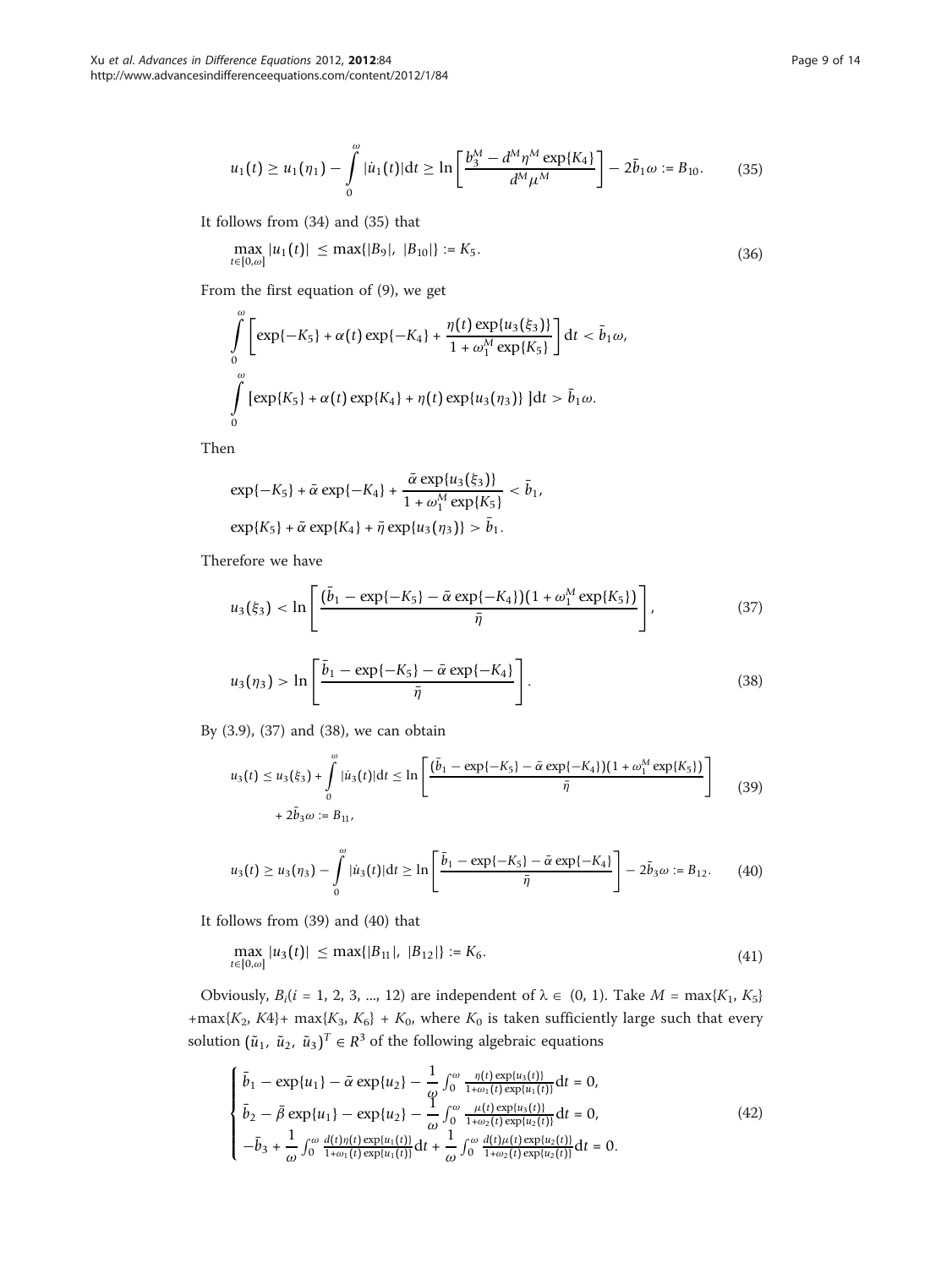$$u_1(t) \geq u_1(\eta_1) - \int_0^{\omega} |\dot{u}_1(t)|\mathrm{d}t \geq \ln\left[\frac{b_3^M - d^M \eta^M \exp\{K_4\}}{d^M \mu^M}\right] - 2\bar{b}_1\omega := B_{10}. \tag{35}$$

It follows from (34) and (35) that

$$\max_{t\in[0,\omega]} |u_1(t)| \leq \max\{|B_9|, |B_{10}|\} := K_5. \tag{36}$$

From the first equation of (9), we get

$$\int_0^{\omega} \left[\exp\{-K_5\} + \alpha(t)\exp\{-K_4\} + \frac{\eta(t)\exp\{u_3(\xi_3)\}}{1+\omega_1^M \exp\{K_5\}}\right]\mathrm{d}t < \bar{b}_1\omega,$$

$$\int_0^{\omega} \left[\exp\{K_5\} + \alpha(t)\exp\{K_4\} + \eta(t)\exp\{u_3(\eta_3)\}\right]\mathrm{d}t > \bar{b}_1\omega.$$

Then

$$\exp\{-K_5\} + \bar{\alpha}\exp\{-K_4\} + \frac{\bar{\alpha}\exp\{u_3(\xi_3)\}}{1+\omega_1^M \exp\{K_5\}} < \bar{b}_1,$$

$$\exp\{K_5\} + \bar{\alpha}\exp\{K_4\} + \bar{\eta}\exp\{u_3(\eta_3)\} > \bar{b}_1.$$

Therefore we have

$$u_3(\xi_3) < \ln\left[\frac{(\bar{b}_1 - \exp\{-K_5\} - \bar{\alpha}\exp\{-K_4\})(1+\omega_1^M \exp\{K_5\})}{\bar{\eta}}\right], \tag{37}$$

$$u_3(\eta_3) > \ln\left[\frac{\bar{b}_1 - \exp\{-K_5\} - \bar{\alpha}\exp\{-K_4\}}{\bar{\eta}}\right]. \tag{38}$$

By (3.9), (37) and (38), we can obtain

$$u_3(t) \leq u_3(\xi_3) + \int_0^{\omega} |\dot{u}_3(t)|\mathrm{d}t \leq \ln\left[\frac{(\bar{b}_1 - \exp\{-K_5\} - \bar{\alpha}\exp\{-K_4\})(1+\omega_1^M \exp\{K_5\})}{\bar{\eta}}\right] + 2\bar{b}_3\omega := B_{11}, \tag{39}$$

$$u_3(t) \geq u_3(\eta_3) - \int_0^{\omega} |\dot{u}_3(t)|\mathrm{d}t \geq \ln\left[\frac{\bar{b}_1 - \exp\{-K_5\} - \bar{\alpha}\exp\{-K_4\}}{\bar{\eta}}\right] - 2\bar{b}_3\omega := B_{12}. \tag{40}$$

It follows from (39) and (40) that

$$\max_{t\in[0,\omega]} |u_3(t)| \leq \max\{|B_{11}|, |B_{12}|\} := K_6. \tag{41}$$

Obviously, $B_i (i = 1, 2, 3, ..., 12)$ are independent of $\lambda \in (0, 1)$. Take $M = \max\{K_1, K_5\} + \max\{K_2, K4\} + \max\{K_3, K_6\} + K_0$, where $K_0$ is taken sufficiently large such that every solution $(\tilde{u}_1, \tilde{u}_2, \tilde{u}_3)^T \in R^3$ of the following algebraic equations

$$\begin{cases} \bar{b}_1 - \exp\{u_1\} - \bar{\alpha}\exp\{u_2\} - \dfrac{1}{\omega}\int_0^{\omega} \frac{\eta(t)\exp\{u_3(t)\}}{1+\omega_1(t)\exp\{u_1(t)\}}\mathrm{d}t = 0, \\ \bar{b}_2 - \bar{\beta}\exp\{u_1\} - \exp\{u_2\} - \dfrac{1}{\omega}\int_0^{\omega} \frac{\mu(t)\exp\{u_3(t)\}}{1+\omega_2(t)\exp\{u_2(t)\}}\mathrm{d}t = 0, \\ -\bar{b}_3 + \dfrac{1}{\omega}\int_0^{\omega} \frac{d(t)\eta(t)\exp\{u_1(t)\}}{1+\omega_1(t)\exp\{u_1(t)\}}\mathrm{d}t + \dfrac{1}{\omega}\int_0^{\omega} \frac{d(t)\mu(t)\exp\{u_2(t)\}}{1+\omega_2(t)\exp\{u_2(t)\}}\mathrm{d}t = 0. \end{cases} \tag{42}$$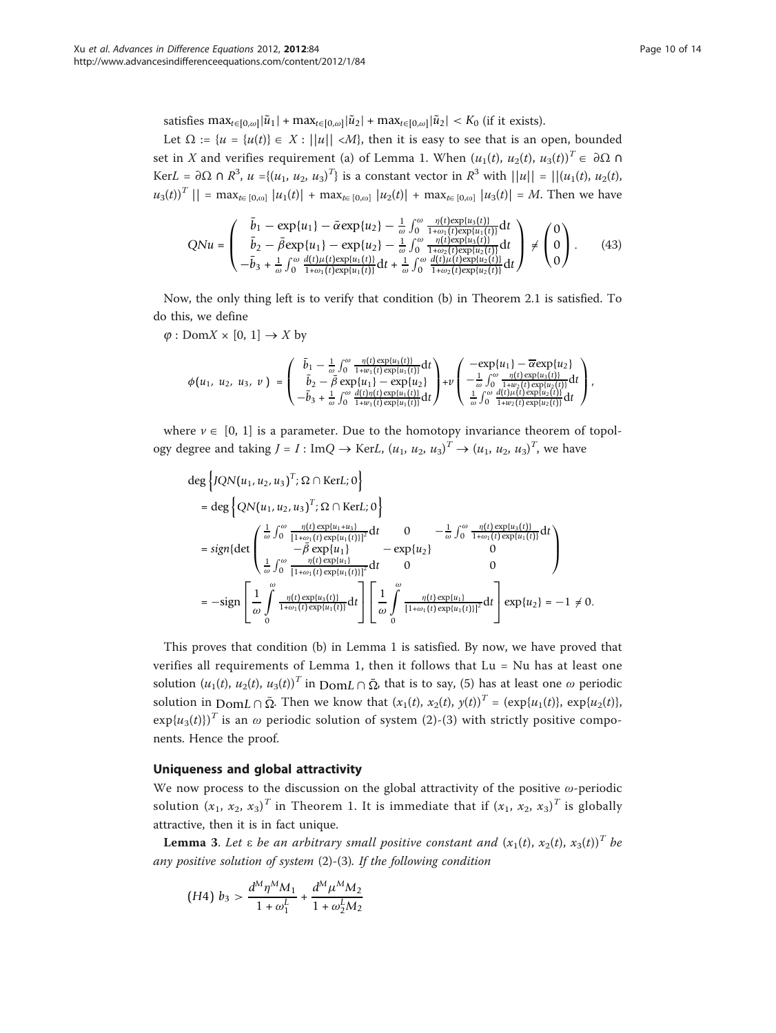satisfies $\max_{t\in[0,\omega]}|\tilde{u}_1| + \max_{t\in[0,\omega]}|\tilde{u}_2| + \max_{t\in[0,\omega]}|\tilde{u}_2| < K_0$ (if it exists).

Let $\Omega := \{u = \{u(t)\} \in X : ||u|| < M\}$, then it is easy to see that is an open, bounded set in $X$ and verifies requirement (a) of Lemma 1. When $(u_1(t), u_2(t), u_3(t))^T \in \partial\Omega \cap \mathrm{Ker}L = \partial\Omega \cap R^3$, $u = \{(u_1, u_2, u_3)^T\}$ is a constant vector in $R^3$ with $||u|| = ||(u_1(t), u_2(t), u_3(t))^T|| = \max_{t\in[0,\omega]} |u_1(t)| + \max_{t\in[0,\omega]} |u_2(t)| + \max_{t\in[0,\omega]} |u_3(t)| = M$. Then we have

$$QNu = \begin{pmatrix} \bar{b}_1 - \exp\{u_1\} - \bar{\alpha}\exp\{u_2\} - \frac{1}{\omega}\int_0^\omega \frac{\eta(t)\exp\{u_3(t)\}}{1+\omega_1(t)\exp\{u_1(t)\}}\mathrm{d}t \\ \bar{b}_2 - \bar{\beta}\exp\{u_1\} - \exp\{u_2\} - \frac{1}{\omega}\int_0^\omega \frac{\eta(t)\exp\{u_3(t)\}}{1+\omega_2(t)\exp\{u_2(t)\}}\mathrm{d}t \\ -\bar{b}_3 + \frac{1}{\omega}\int_0^\omega \frac{d(t)\mu(t)\exp\{u_1(t)\}}{1+\omega_1(t)\exp\{u_1(t)\}}\mathrm{d}t + \frac{1}{\omega}\int_0^\omega \frac{d(t)\mu(t)\exp\{u_2(t)\}}{1+\omega_2(t)\exp\{u_2(t)\}}\mathrm{d}t \end{pmatrix} \neq \begin{pmatrix} 0 \\ 0 \\ 0 \end{pmatrix}. \tag{43}$$

Now, the only thing left is to verify that condition (b) in Theorem 2.1 is satisfied. To do this, we define

$\varphi : \mathrm{Dom}X \times [0, 1] \to X$ by

$$\phi(u_1, u_2, u_3, v) = \begin{pmatrix} \bar{b}_1 - \frac{1}{\omega}\int_0^\omega \frac{\eta(t)\exp\{u_3(t)\}}{1+w_1(t)\exp\{u_1(t)\}}\mathrm{d}t \\ \bar{b}_2 - \bar{\beta}\exp\{u_1\} - \exp\{u_2\} \\ -\bar{b}_3 + \frac{1}{\omega}\int_0^\omega \frac{d(t)\eta(t)\exp\{u_1(t)\}}{1+w_1(t)\exp\{u_1(t)\}}\mathrm{d}t \end{pmatrix} + v\begin{pmatrix} -\exp\{u_1\} - \overline{\alpha}\exp\{u_2\} \\ -\frac{1}{\omega}\int_0^\omega \frac{\eta(t)\exp\{u_3(t)\}}{1+w_2(t)\exp\{u_2(t)\}}\mathrm{d}t \\ \frac{1}{\omega}\int_0^\omega \frac{d(t)\mu(t)\exp\{u_2(t)\}}{1+w_2(t)\exp\{u_2(t)\}}\mathrm{d}t \end{pmatrix},$$

where $v \in [0, 1]$ is a parameter. Due to the homotopy invariance theorem of topology degree and taking $J = I : \mathrm{Im}Q \to \mathrm{Ker}L$, $(u_1, u_2, u_3)^T \to (u_1, u_2, u_3)^T$, we have

$$\begin{aligned}
&\deg\left\{JQN(u_1, u_2, u_3)^T; \Omega \cap \mathrm{Ker}L; 0\right\} \\
&= \deg\left\{QN(u_1, u_2, u_3)^T; \Omega \cap \mathrm{Ker}L; 0\right\} \\
&= sign\{\det\begin{pmatrix} \frac{1}{\omega}\int_0^\omega \frac{\eta(t)\exp\{u_1+u_3\}}{[1+\omega_1(t)\exp\{u_1(t)\}]^2}\mathrm{d}t & 0 & -\frac{1}{\omega}\int_0^\omega \frac{\eta(t)\exp\{u_3(t)\}}{1+\omega_1(t)\exp\{u_1(t)\}}\mathrm{d}t \\ -\bar{\beta}\exp\{u_1\} & -\exp\{u_2\} & 0 \\ \frac{1}{\omega}\int_0^\omega \frac{\eta(t)\exp\{u_1\}}{[1+\omega_1(t)\exp\{u_1(t)\}]^2}\mathrm{d}t & 0 & 0 \end{pmatrix} \\
&= -\mathrm{sign}\left[\frac{1}{\omega}\int_0^\omega \frac{\eta(t)\exp\{u_3(t)\}}{1+\omega_1(t)\exp\{u_1(t)\}}\mathrm{d}t\right]\left[\frac{1}{\omega}\int_0^\omega \frac{\eta(t)\exp\{u_1\}}{[1+\omega_1(t)\exp\{u_1(t)\}]^2}\mathrm{d}t\right]\exp\{u_2\} = -1 \neq 0.
\end{aligned}$$

This proves that condition (b) in Lemma 1 is satisfied. By now, we have proved that verifies all requirements of Lemma 1, then it follows that Lu = Nu has at least one solution $(u_1(t), u_2(t), u_3(t))^T$ in $\mathrm{Dom}L \cap \bar{\Omega}$, that is to say, (5) has at least one $\omega$ periodic solution in $\mathrm{Dom}L \cap \bar{\Omega}$. Then we know that $(x_1(t), x_2(t), y(t))^T = (\exp\{u_1(t)\}, \exp\{u_2(t)\}, \exp\{u_3(t)\})^T$ is an $\omega$ periodic solution of system (2)-(3) with strictly positive components. Hence the proof.

## Uniqueness and global attractivity

We now process to the discussion on the global attractivity of the positive $\omega$-periodic solution $(x_1, x_2, x_3)^T$ in Theorem 1. It is immediate that if $(x_1, x_2, x_3)^T$ is globally attractive, then it is in fact unique.

**Lemma 3**. *Let* ε *be an arbitrary small positive constant and* $(x_1(t), x_2(t), x_3(t))^T$ *be any positive solution of system* (2)-(3). *If the following condition*

$$(H4)\ b_3 > \frac{d^M\eta^M M_1}{1 + \omega_1^L} + \frac{d^M\mu^M M_2}{1 + \omega_2^L M_2}$$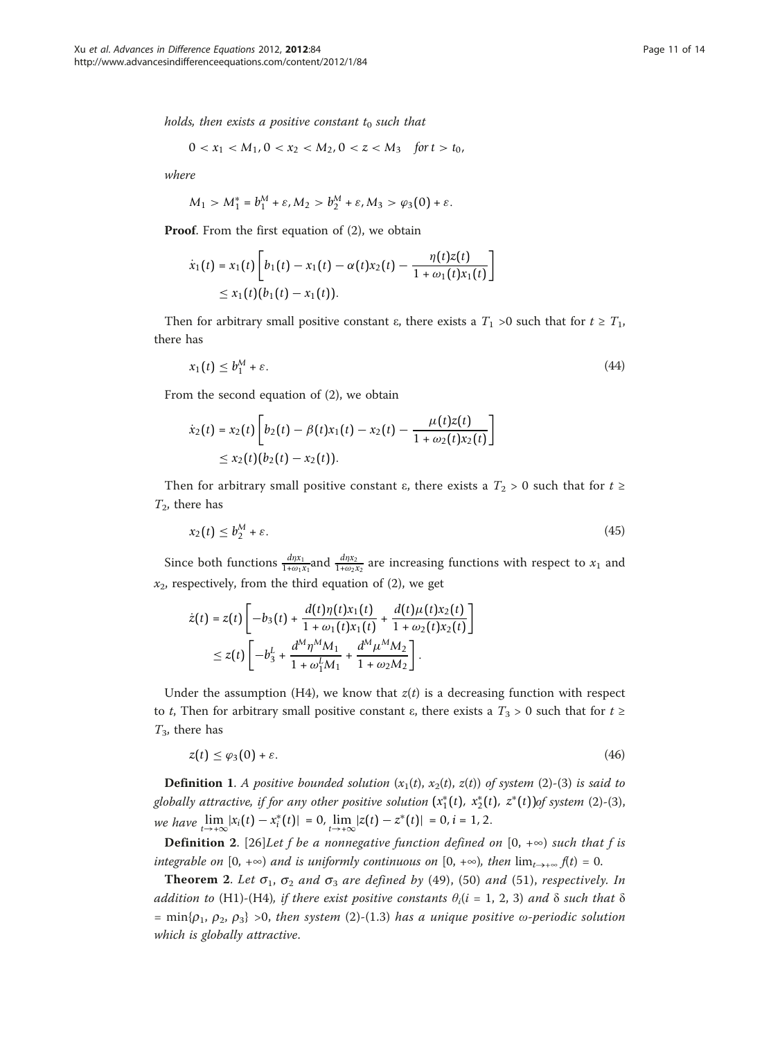*holds, then exists a positive constant* $t_0$ *such that*

$$0 < x_1 < M_1, 0 < x_2 < M_2, 0 < z < M_3 \quad \text{for } t > t_0,$$

*where*

$$M_1 > M_1^* = b_1^M + \varepsilon, M_2 > b_2^M + \varepsilon, M_3 > \varphi_3(0) + \varepsilon.$$

**Proof**. From the first equation of (2), we obtain

$$\begin{aligned}\dot{x}_1(t) &= x_1(t)\left[b_1(t) - x_1(t) - \alpha(t)x_2(t) - \frac{\eta(t)z(t)}{1 + \omega_1(t)x_1(t)}\right] \\ &\leq x_1(t)(b_1(t) - x_1(t)).\end{aligned}$$

Then for arbitrary small positive constant ε, there exists a $T_1 > 0$ such that for $t \geq T_1$, there has

$$x_1(t) \leq b_1^M + \varepsilon. \tag{44}$$

From the second equation of (2), we obtain

$$\begin{aligned}\dot{x}_2(t) &= x_2(t)\left[b_2(t) - \beta(t)x_1(t) - x_2(t) - \frac{\mu(t)z(t)}{1 + \omega_2(t)x_2(t)}\right] \\ &\leq x_2(t)(b_2(t) - x_2(t)).\end{aligned}$$

Then for arbitrary small positive constant ε, there exists a $T_2 > 0$ such that for $t \geq T_2$, there has

$$x_2(t) \leq b_2^M + \varepsilon. \tag{45}$$

Since both functions $\frac{d\eta x_1}{1+\omega_1 x_1}$and $\frac{d\eta x_2}{1+\omega_2 x_2}$ are increasing functions with respect to $x_1$ and $x_2$, respectively, from the third equation of (2), we get

$$\begin{aligned}\dot{z}(t) &= z(t)\left[-b_3(t) + \frac{d(t)\eta(t)x_1(t)}{1 + \omega_1(t)x_1(t)} + \frac{d(t)\mu(t)x_2(t)}{1 + \omega_2(t)x_2(t)}\right] \\ &\leq z(t)\left[-b_3^L + \frac{d^M\eta^M M_1}{1 + \omega_1^L M_1} + \frac{d^M\mu^M M_2}{1 + \omega_2 M_2}\right].\end{aligned}$$

Under the assumption (H4), we know that $z(t)$ is a decreasing function with respect to $t$, Then for arbitrary small positive constant ε, there exists a $T_3 > 0$ such that for $t \geq T_3$, there has

$$z(t) \leq \varphi_3(0) + \varepsilon. \tag{46}$$

**Definition 1**. *A positive bounded solution* $(x_1(t), x_2(t), z(t))$ *of system* (2)-(3) *is said to globally attractive, if for any other positive solution* $(x_1^*(t), x_2^*(t), z^*(t))$*of system* (2)-(3), *we have* $\lim_{t\to+\infty}|x_i(t) - x_i^*(t)| = 0, \lim_{t\to+\infty}|z(t) - z^*(t)| = 0, i = 1, 2.$

**Definition 2**. [26]*Let f be a nonnegative function defined on* $[0, +\infty)$ *such that f is integrable on* $[0, +\infty)$ *and is uniformly continuous on* $[0, +\infty)$, *then* $\lim_{t\to+\infty} f(t) = 0$.

**Theorem 2**. *Let* $\sigma_1$, $\sigma_2$ *and* $\sigma_3$ *are defined by* (49), (50) *and* (51), *respectively. In addition to* (H1)-(H4), *if there exist positive constants* $\theta_i (i = 1, 2, 3)$ *and* δ *such that* $\delta = \min\{\rho_1, \rho_2, \rho_3\} > 0$, *then system* (2)-(1.3) *has a unique positive* ω*-periodic solution which is globally attractive.*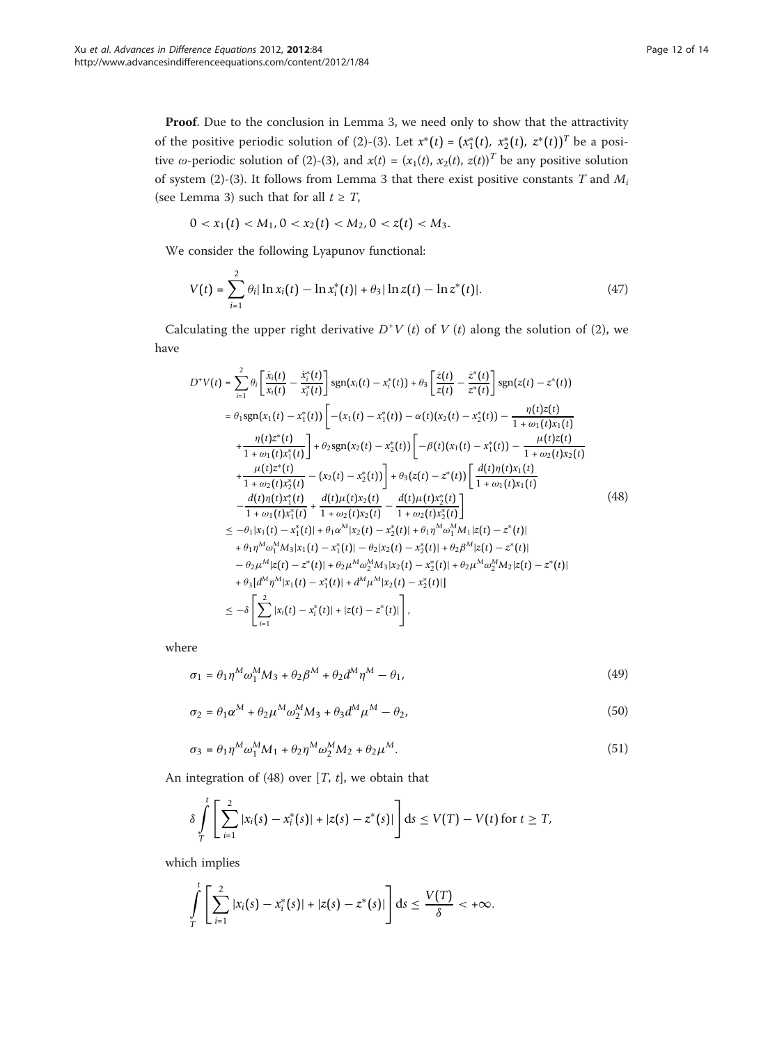**Proof**. Due to the conclusion in Lemma 3, we need only to show that the attractivity of the positive periodic solution of (2)-(3). Let $x^*(t) = (x_1^*(t), x_2^*(t), z^*(t))^T$ be a positive $\omega$-periodic solution of (2)-(3), and $x(t) = (x_1(t), x_2(t), z(t))^T$ be any positive solution of system (2)-(3). It follows from Lemma 3 that there exist positive constants $T$ and $M_i$ (see Lemma 3) such that for all $t \geq T$,

$$0 < x_1(t) < M_1, 0 < x_2(t) < M_2, 0 < z(t) < M_3.$$

We consider the following Lyapunov functional:

$$V(t) = \sum_{i=1}^{2} \theta_i |\ln x_i(t) - \ln x_i^*(t)| + \theta_3 |\ln z(t) - \ln z^*(t)|. \tag{47}$$

Calculating the upper right derivative $D^+V(t)$ of $V(t)$ along the solution of (2), we have

$$\begin{aligned}
D^+V(t) &= \sum_{i=1}^{2} \theta_i \left[\frac{\dot{x}_i(t)}{x_i(t)} - \frac{\dot{x}_i^*(t)}{x_i^*(t)}\right] \mathrm{sgn}(x_i(t) - x_i^*(t)) + \theta_3 \left[\frac{\dot{z}(t)}{z(t)} - \frac{\dot{z}^*(t)}{z^*(t)}\right] \mathrm{sgn}(z(t) - z^*(t)) \\
&= \theta_1 \mathrm{sgn}(x_1(t) - x_1^*(t)) \left[-(x_1(t) - x_1^*(t)) - \alpha(t)(x_2(t) - x_2^*(t)) - \frac{\eta(t)z(t)}{1 + \omega_1(t)x_1(t)}\right. \\
&\quad \left. + \frac{\eta(t)z^*(t)}{1 + \omega_1(t)x_1^*(t)}\right] + \theta_2 \mathrm{sgn}(x_2(t) - x_2^*(t)) \left[-\beta(t)(x_1(t) - x_1^*(t)) - \frac{\mu(t)z(t)}{1 + \omega_2(t)x_2(t)}\right. \\
&\quad \left. + \frac{\mu(t)z^*(t)}{1 + \omega_2(t)x_2^*(t)} - (x_2(t) - x_2^*(t))\right] + \theta_3 (z(t) - z^*(t)) \left[\frac{d(t)\eta(t)x_1(t)}{1 + \omega_1(t)x_1(t)}\right. \\
&\quad \left. - \frac{d(t)\eta(t)x_1^*(t)}{1 + \omega_1(t)x_1^*(t)} + \frac{d(t)\mu(t)x_2(t)}{1 + \omega_2(t)x_2(t)} - \frac{d(t)\mu(t)x_2^*(t)}{1 + \omega_2(t)x_2^*(t)}\right] \\
&\leq -\theta_1 |x_1(t) - x_1^*(t)| + \theta_1 \alpha^M |x_2(t) - x_2^*(t)| + \theta_1 \eta^M \omega_1^M M_1 |z(t) - z^*(t)| \\
&\quad + \theta_1 \eta^M \omega_1^M M_3 |x_1(t) - x_1^*(t)| - \theta_2 |x_2(t) - x_2^*(t)| + \theta_2 \beta^M |z(t) - z^*(t)| \\
&\quad - \theta_2 \mu^M |z(t) - z^*(t)| + \theta_2 \mu^M \omega_2^M M_3 |x_2(t) - x_2^*(t)| + \theta_2 \mu^M \omega_2^M M_2 |z(t) - z^*(t)| \\
&\quad + \theta_3 [d^M \eta^M |x_1(t) - x_1^*(t)| + d^M \mu^M |x_2(t) - x_2^*(t)|] \\
&\leq -\delta \left[\sum_{i=1}^{2} |x_i(t) - x_i^*(t)| + |z(t) - z^*(t)|\right],
\end{aligned} \tag{48}$$

where

$$\sigma_1 = \theta_1 \eta^M \omega_1^M M_3 + \theta_2 \beta^M + \theta_2 d^M \eta^M - \theta_1, \tag{49}$$

$$\sigma_2 = \theta_1 \alpha^M + \theta_2 \mu^M \omega_2^M M_3 + \theta_3 d^M \mu^M - \theta_2, \tag{50}$$

$$\sigma_3 = \theta_1 \eta^M \omega_1^M M_1 + \theta_2 \eta^M \omega_2^M M_2 + \theta_2 \mu^M. \tag{51}$$

An integration of (48) over $[T, t]$, we obtain that

$$\delta \int_T^t \left[\sum_{i=1}^{2} |x_i(s) - x_i^*(s)| + |z(s) - z^*(s)|\right] \mathrm{d}s \leq V(T) - V(t) \text{ for } t \geq T,$$

which implies

$$\int_T^t \left[\sum_{i=1}^{2} |x_i(s) - x_i^*(s)| + |z(s) - z^*(s)|\right] \mathrm{d}s \leq \frac{V(T)}{\delta} < +\infty.$$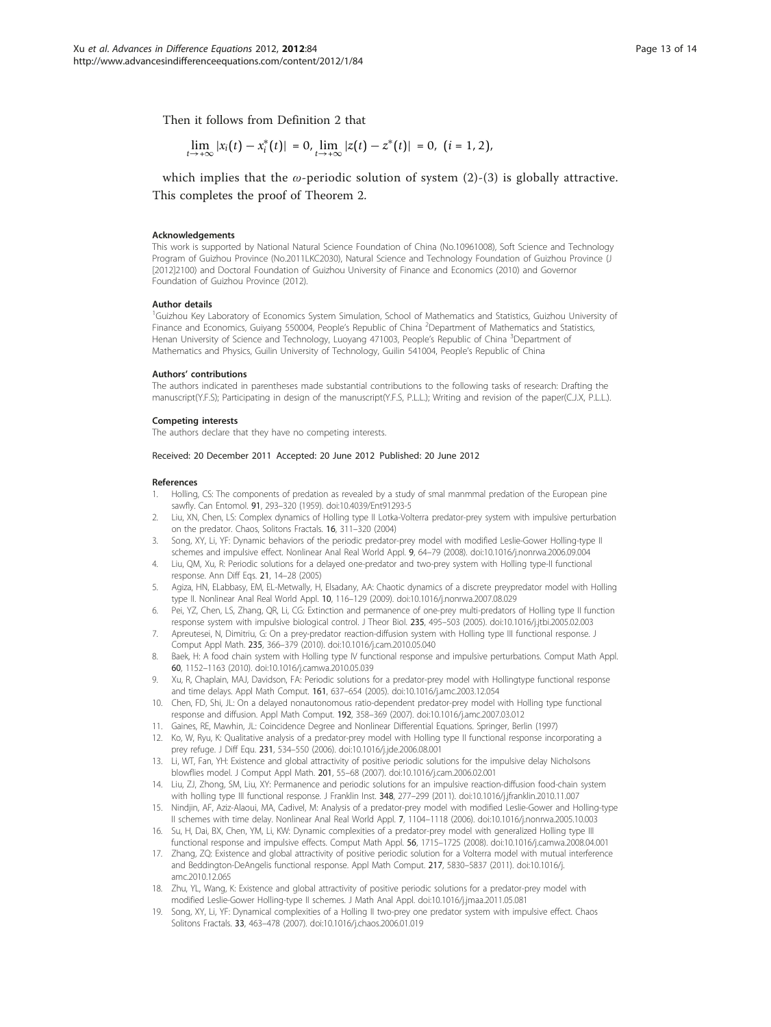Then it follows from Definition 2 that

$$\lim_{t\to+\infty} |x_i(t) - x_i^*(t)| = 0, \lim_{t\to+\infty} |z(t) - z^*(t)| = 0, \ (i = 1, 2),$$

which implies that the $\omega$-periodic solution of system (2)-(3) is globally attractive. This completes the proof of Theorem 2.

#### Acknowledgements

This work is supported by National Natural Science Foundation of China (No.10961008), Soft Science and Technology Program of Guizhou Province (No.2011LKC2030), Natural Science and Technology Foundation of Guizhou Province (J [2012]2100) and Doctoral Foundation of Guizhou University of Finance and Economics (2010) and Governor Foundation of Guizhou Province (2012).

#### Author details

[1]Guizhou Key Laboratory of Economics System Simulation, School of Mathematics and Statistics, Guizhou University of Finance and Economics, Guiyang 550004, People's Republic of China [2]Department of Mathematics and Statistics, Henan University of Science and Technology, Luoyang 471003, People's Republic of China [3]Department of Mathematics and Physics, Guilin University of Technology, Guilin 541004, People's Republic of China

#### Authors' contributions

The authors indicated in parentheses made substantial contributions to the following tasks of research: Drafting the manuscript(Y.F.S); Participating in design of the manuscript(Y.F.S, P.L.L.); Writing and revision of the paper(C.J.X, P.L.L.).

#### Competing interests

The authors declare that they have no competing interests.

Received: 20 December 2011 Accepted: 20 June 2012 Published: 20 June 2012

#### References

1. Holling, CS: The components of predation as revealed by a study of smal manmmal predation of the European pine sawfly. Can Entomol. **91**, 293–320 (1959). doi:10.4039/Ent91293-5
2. Liu, XN, Chen, LS: Complex dynamics of Holling type II Lotka-Volterra predator-prey system with impulsive perturbation on the predator. Chaos, Solitons Fractals. **16**, 311–320 (2004)
3. Song, XY, Li, YF: Dynamic behaviors of the periodic predator-prey model with modified Leslie-Gower Holling-type II schemes and impulsive effect. Nonlinear Anal Real World Appl. **9**, 64–79 (2008). doi:10.1016/j.nonrwa.2006.09.004
4. Liu, QM, Xu, R: Periodic solutions for a delayed one-predator and two-prey system with Holling type-II functional response. Ann Diff Eqs. **21**, 14–28 (2005)
5. Agiza, HN, ELabbasy, EM, EL-Metwally, H, Elsadany, AA: Chaotic dynamics of a discrete preypredator model with Holling type II. Nonlinear Anal Real World Appl. **10**, 116–129 (2009). doi:10.1016/j.nonrwa.2007.08.029
6. Pei, YZ, Chen, LS, Zhang, QR, Li, CG: Extinction and permanence of one-prey multi-predators of Holling type II function response system with impulsive biological control. J Theor Biol. **235**, 495–503 (2005). doi:10.1016/j.jtbi.2005.02.003
7. Apreutesei, N, Dimitriu, G: On a prey-predator reaction-diffusion system with Holling type III functional response. J Comput Appl Math. **235**, 366–379 (2010). doi:10.1016/j.cam.2010.05.040
8. Baek, H: A food chain system with Holling type IV functional response and impulsive perturbations. Comput Math Appl. **60**, 1152–1163 (2010). doi:10.1016/j.camwa.2010.05.039
9. Xu, R, Chaplain, MAJ, Davidson, FA: Periodic solutions for a predator-prey model with Hollingtype functional response and time delays. Appl Math Comput. **161**, 637–654 (2005). doi:10.1016/j.amc.2003.12.054
10. Chen, FD, Shi, JL: On a delayed nonautonomous ratio-dependent predator-prey model with Holling type functional response and diffusion. Appl Math Comput. **192**, 358–369 (2007). doi:10.1016/j.amc.2007.03.012
11. Gaines, RE, Mawhin, JL: Coincidence Degree and Nonlinear Differential Equations. Springer, Berlin (1997)
12. Ko, W, Ryu, K: Qualitative analysis of a predator-prey model with Holling type II functional response incorporating a prey refuge. J Diff Equ. **231**, 534–550 (2006). doi:10.1016/j.jde.2006.08.001
13. Li, WT, Fan, YH: Existence and global attractivity of positive periodic solutions for the impulsive delay Nicholsons blowflies model. J Comput Appl Math. **201**, 55–68 (2007). doi:10.1016/j.cam.2006.02.001
14. Liu, ZJ, Zhong, SM, Liu, XY: Permanence and periodic solutions for an impulsive reaction-diffusion food-chain system with holling type III functional response. J Franklin Inst. **348**, 277–299 (2011). doi:10.1016/j.jfranklin.2010.11.007
15. Nindjin, AF, Aziz-Alaoui, MA, Cadivel, M: Analysis of a predator-prey model with modified Leslie-Gower and Holling-type II schemes with time delay. Nonlinear Anal Real World Appl. **7**, 1104–1118 (2006). doi:10.1016/j.nonrwa.2005.10.003
16. Su, H, Dai, BX, Chen, YM, Li, KW: Dynamic complexities of a predator-prey model with generalized Holling type III functional response and impulsive effects. Comput Math Appl. **56**, 1715–1725 (2008). doi:10.1016/j.camwa.2008.04.001
17. Zhang, ZQ: Existence and global attractivity of positive periodic solution for a Volterra model with mutual interference and Beddington-DeAngelis functional response. Appl Math Comput. **217**, 5830–5837 (2011). doi:10.1016/j.amc.2010.12.065
18. Zhu, YL, Wang, K: Existence and global attractivity of positive periodic solutions for a predator-prey model with modified Leslie-Gower Holling-type II schemes. J Math Anal Appl. doi:10.1016/j.jmaa.2011.05.081
19. Song, XY, Li, YF: Dynamical complexities of a Holling II two-prey one predator system with impulsive effect. Chaos Solitons Fractals. **33**, 463–478 (2007). doi:10.1016/j.chaos.2006.01.019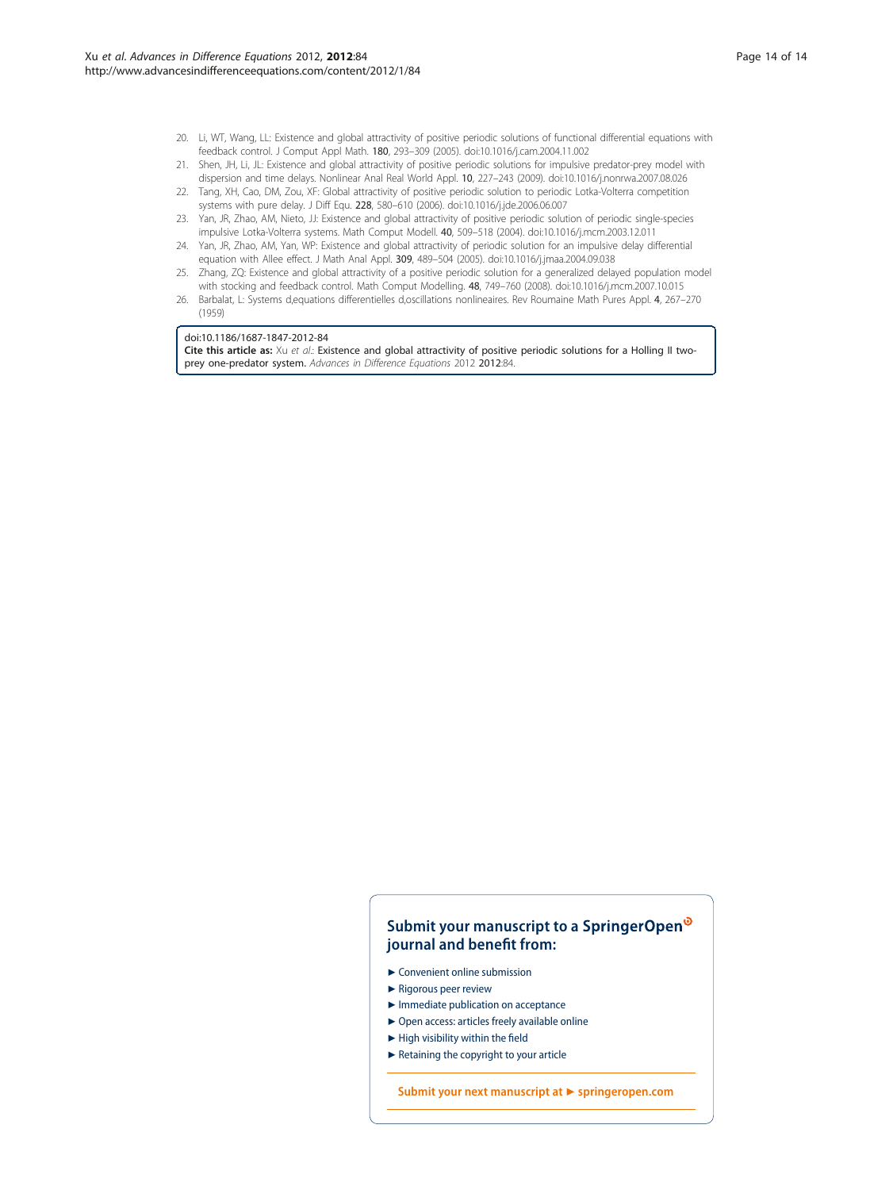20. Li, WT, Wang, LL: Existence and global attractivity of positive periodic solutions of functional differential equations with feedback control. J Comput Appl Math. **180**, 293–309 (2005). doi:10.1016/j.cam.2004.11.002
21. Shen, JH, Li, JL: Existence and global attractivity of positive periodic solutions for impulsive predator-prey model with dispersion and time delays. Nonlinear Anal Real World Appl. **10**, 227–243 (2009). doi:10.1016/j.nonrwa.2007.08.026
22. Tang, XH, Cao, DM, Zou, XF: Global attractivity of positive periodic solution to periodic Lotka-Volterra competition systems with pure delay. J Diff Equ. **228**, 580–610 (2006). doi:10.1016/j.jde.2006.06.007
23. Yan, JR, Zhao, AM, Nieto, JJ: Existence and global attractivity of positive periodic solution of periodic single-species impulsive Lotka-Volterra systems. Math Comput Modell. **40**, 509–518 (2004). doi:10.1016/j.mcm.2003.12.011
24. Yan, JR, Zhao, AM, Yan, WP: Existence and global attractivity of periodic solution for an impulsive delay differential equation with Allee effect. J Math Anal Appl. **309**, 489–504 (2005). doi:10.1016/j.jmaa.2004.09.038
25. Zhang, ZQ: Existence and global attractivity of a positive periodic solution for a generalized delayed population model with stocking and feedback control. Math Comput Modelling. **48**, 749–760 (2008). doi:10.1016/j.mcm.2007.10.015
26. Barbalat, L: Systems d,equations differentielles d,oscillations nonlineaires. Rev Roumaine Math Pures Appl. **4**, 267–270 (1959)

doi:10.1186/1687-1847-2012-84

**Cite this article as:** Xu *et al.*: Existence and global attractivity of positive periodic solutions for a Holling II two-prey one-predator system. *Advances in Difference Equations* 2012 **2012**:84.

**Submit your manuscript to a SpringerOpen journal and benefit from:**

- ► Convenient online submission
- ► Rigorous peer review
- ► Immediate publication on acceptance
- ► Open access: articles freely available online
- ► High visibility within the field
- ► Retaining the copyright to your article

**Submit your next manuscript at ► springeropen.com**